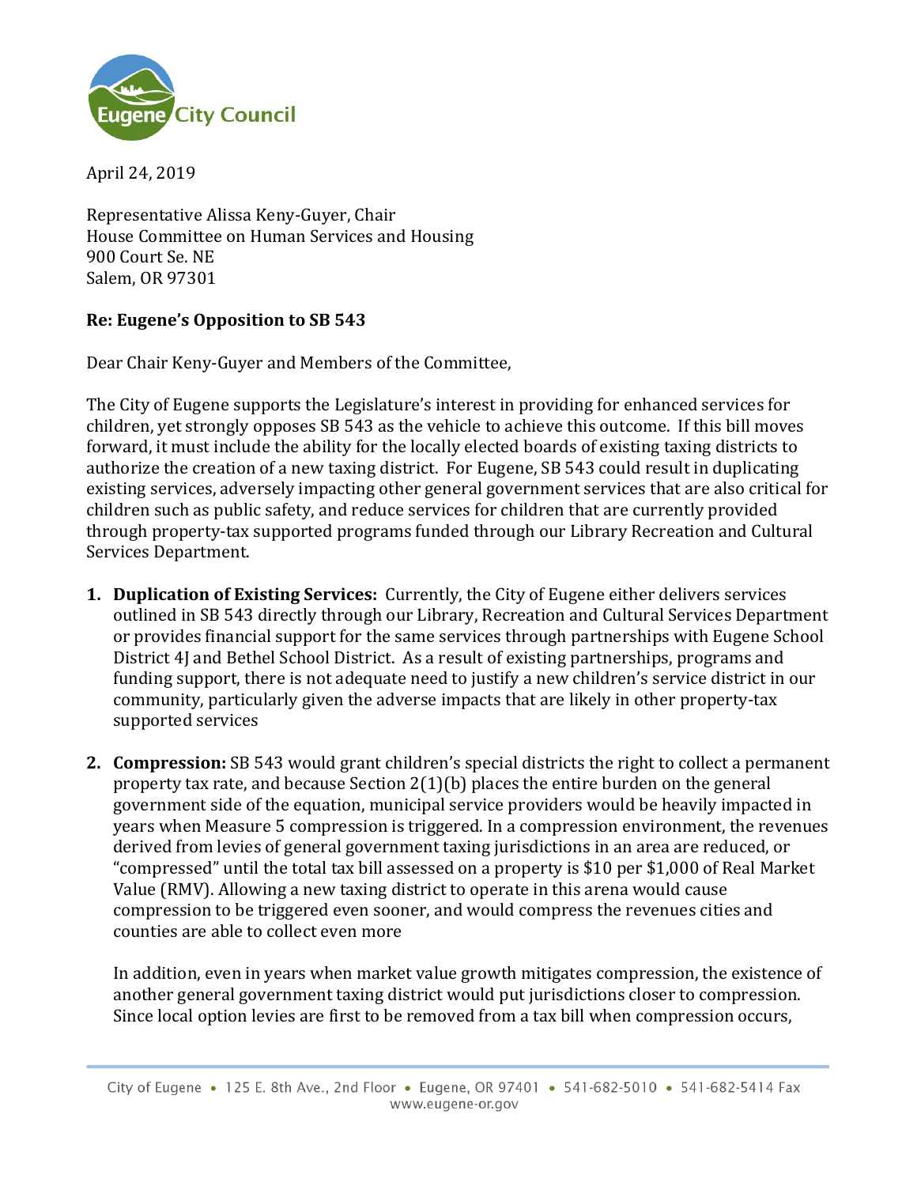Eugene City Council

April 24, 2019

Representative Alissa Keny-Guyer, Chair
House Committee on Human Services and Housing
900 Court Se. NE
Salem, OR 97301

**Re: Eugene's Opposition to SB 543**

Dear Chair Keny-Guyer and Members of the Committee,

The City of Eugene supports the Legislature's interest in providing for enhanced services for children, yet strongly opposes SB 543 as the vehicle to achieve this outcome. If this bill moves forward, it must include the ability for the locally elected boards of existing taxing districts to authorize the creation of a new taxing district. For Eugene, SB 543 could result in duplicating existing services, adversely impacting other general government services that are also critical for children such as public safety, and reduce services for children that are currently provided through property-tax supported programs funded through our Library Recreation and Cultural Services Department.

1. **Duplication of Existing Services:** Currently, the City of Eugene either delivers services outlined in SB 543 directly through our Library, Recreation and Cultural Services Department or provides financial support for the same services through partnerships with Eugene School District 4J and Bethel School District. As a result of existing partnerships, programs and funding support, there is not adequate need to justify a new children's service district in our community, particularly given the adverse impacts that are likely in other property-tax supported services

2. **Compression:** SB 543 would grant children's special districts the right to collect a permanent property tax rate, and because Section 2(1)(b) places the entire burden on the general government side of the equation, municipal service providers would be heavily impacted in years when Measure 5 compression is triggered. In a compression environment, the revenues derived from levies of general government taxing jurisdictions in an area are reduced, or "compressed" until the total tax bill assessed on a property is $10 per $1,000 of Real Market Value (RMV). Allowing a new taxing district to operate in this arena would cause compression to be triggered even sooner, and would compress the revenues cities and counties are able to collect even more

   In addition, even in years when market value growth mitigates compression, the existence of another general government taxing district would put jurisdictions closer to compression. Since local option levies are first to be removed from a tax bill when compression occurs,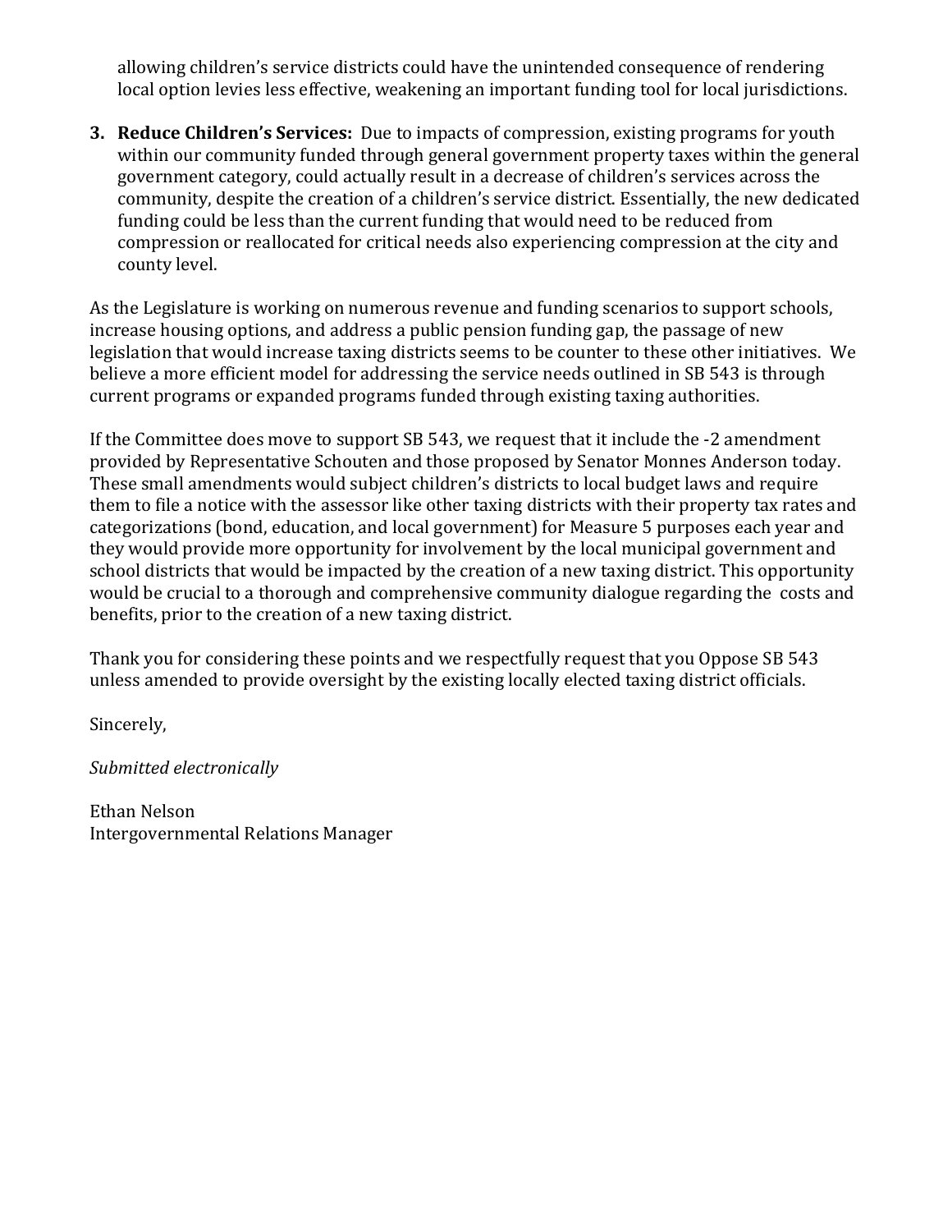allowing children's service districts could have the unintended consequence of rendering local option levies less effective, weakening an important funding tool for local jurisdictions.

3. **Reduce Children's Services:** Due to impacts of compression, existing programs for youth within our community funded through general government property taxes within the general government category, could actually result in a decrease of children's services across the community, despite the creation of a children's service district. Essentially, the new dedicated funding could be less than the current funding that would need to be reduced from compression or reallocated for critical needs also experiencing compression at the city and county level.

As the Legislature is working on numerous revenue and funding scenarios to support schools, increase housing options, and address a public pension funding gap, the passage of new legislation that would increase taxing districts seems to be counter to these other initiatives. We believe a more efficient model for addressing the service needs outlined in SB 543 is through current programs or expanded programs funded through existing taxing authorities.

If the Committee does move to support SB 543, we request that it include the -2 amendment provided by Representative Schouten and those proposed by Senator Monnes Anderson today. These small amendments would subject children's districts to local budget laws and require them to file a notice with the assessor like other taxing districts with their property tax rates and categorizations (bond, education, and local government) for Measure 5 purposes each year and they would provide more opportunity for involvement by the local municipal government and school districts that would be impacted by the creation of a new taxing district. This opportunity would be crucial to a thorough and comprehensive community dialogue regarding the costs and benefits, prior to the creation of a new taxing district.

Thank you for considering these points and we respectfully request that you Oppose SB 543 unless amended to provide oversight by the existing locally elected taxing district officials.

Sincerely,

*Submitted electronically*

Ethan Nelson
Intergovernmental Relations Manager